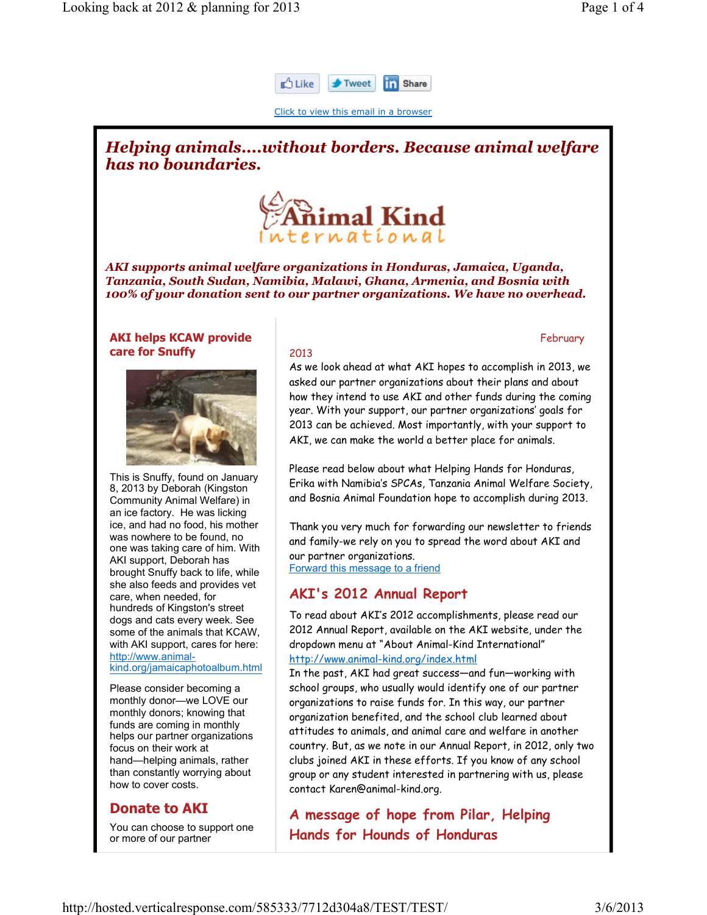Like Tweet Share

Click to view this email in a browser

***Helping animals....without borders. Because animal welfare has no boundaries.***

Animal Kind International

***AKI supports animal welfare organizations in Honduras, Jamaica, Uganda, Tanzania, South Sudan, Namibia, Malawi, Ghana, Armenia, and Bosnia with 100% of your donation sent to our partner organizations. We have no overhead.***

February 2013

As we look ahead at what AKI hopes to accomplish in 2013, we asked our partner organizations about their plans and about how they intend to use AKI and other funds during the coming year. With your support, our partner organizations' goals for 2013 can be achieved. Most importantly, with your support to AKI, we can make the world a better place for animals.

Please read below about what Helping Hands for Honduras, Erika with Namibia's SPCAs, Tanzania Animal Welfare Society, and Bosnia Animal Foundation hope to accomplish during 2013.

Thank you very much for forwarding our newsletter to friends and family-we rely on you to spread the word about AKI and our partner organizations.
Forward this message to a friend

## AKI's 2012 Annual Report

To read about AKI's 2012 accomplishments, please read our 2012 Annual Report, available on the AKI website, under the dropdown menu at "About Animal-Kind International"
http://www.animal-kind.org/index.html
In the past, AKI had great success—and fun—working with school groups, who usually would identify one of our partner organizations to raise funds for. In this way, our partner organization benefited, and the school club learned about attitudes to animals, and animal care and welfare in another country. But, as we note in our Annual Report, in 2012, only two clubs joined AKI in these efforts. If you know of any school group or any student interested in partnering with us, please contact Karen@animal-kind.org.

## A message of hope from Pilar, Helping Hands for Hounds of Honduras

### AKI helps KCAW provide care for Snuffy

This is Snuffy, found on January 8, 2013 by Deborah (Kingston Community Animal Welfare) in an ice factory. He was licking ice, and had no food, his mother was nowhere to be found, no one was taking care of him. With AKI support, Deborah has brought Snuffy back to life, while she also feeds and provides vet care, when needed, for hundreds of Kingston's street dogs and cats every week. See some of the animals that KCAW, with AKI support, cares for here: http://www.animal-kind.org/jamaicaphotoalbum.html

Please consider becoming a monthly donor—we LOVE our monthly donors; knowing that funds are coming in monthly helps our partner organizations focus on their work at hand—helping animals, rather than constantly worrying about how to cover costs.

### Donate to AKI

You can choose to support one or more of our partner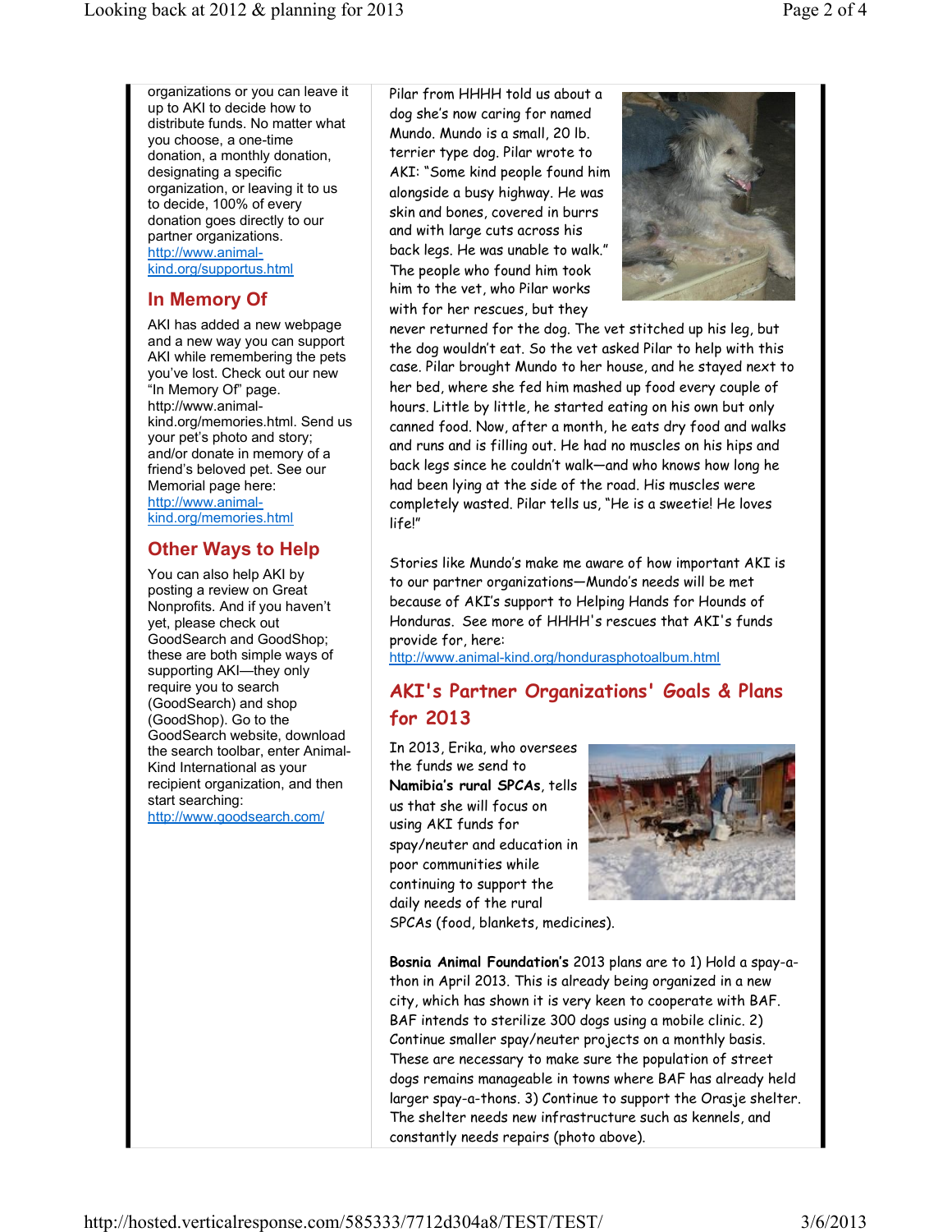organizations or you can leave it up to AKI to decide how to distribute funds. No matter what you choose, a one-time donation, a monthly donation, designating a specific organization, or leaving it to us to decide, 100% of every donation goes directly to our partner organizations. [http://www.animal-kind.org/supportus.html](http://www.animal-kind.org/supportus.html)

## In Memory Of

AKI has added a new webpage and a new way you can support AKI while remembering the pets you've lost. Check out our new "In Memory Of" page. http://www.animal-kind.org/memories.html. Send us your pet's photo and story; and/or donate in memory of a friend's beloved pet. See our Memorial page here: [http://www.animal-kind.org/memories.html](http://www.animal-kind.org/memories.html)

## Other Ways to Help

You can also help AKI by posting a review on Great Nonprofits. And if you haven't yet, please check out GoodSearch and GoodShop; these are both simple ways of supporting AKI—they only require you to search (GoodSearch) and shop (GoodShop). Go to the GoodSearch website, download the search toolbar, enter Animal-Kind International as your recipient organization, and then start searching: [http://www.goodsearch.com/](http://www.goodsearch.com/)

Pilar from HHHH told us about a dog she's now caring for named Mundo. Mundo is a small, 20 lb. terrier type dog. Pilar wrote to AKI: "Some kind people found him alongside a busy highway. He was skin and bones, covered in burrs and with large cuts across his back legs. He was unable to walk." The people who found him took him to the vet, who Pilar works with for her rescues, but they never returned for the dog. The vet stitched up his leg, but the dog wouldn't eat. So the vet asked Pilar to help with this case. Pilar brought Mundo to her house, and he stayed next to her bed, where she fed him mashed up food every couple of hours. Little by little, he started eating on his own but only canned food. Now, after a month, he eats dry food and walks and runs and is filling out. He had no muscles on his hips and back legs since he couldn't walk—and who knows how long he had been lying at the side of the road. His muscles were completely wasted. Pilar tells us, "He is a sweetie! He loves life!"

Stories like Mundo's make me aware of how important AKI is to our partner organizations—Mundo's needs will be met because of AKI's support to Helping Hands for Hounds of Honduras. See more of HHHH's rescues that AKI's funds provide for, here: [http://www.animal-kind.org/hondurasphotoalbum.html](http://www.animal-kind.org/hondurasphotoalbum.html)

## AKI's Partner Organizations' Goals & Plans for 2013

In 2013, Erika, who oversees the funds we send to **Namibia's rural SPCAs**, tells us that she will focus on using AKI funds for spay/neuter and education in poor communities while continuing to support the daily needs of the rural SPCAs (food, blankets, medicines).

**Bosnia Animal Foundation's** 2013 plans are to 1) Hold a spay-a-thon in April 2013. This is already being organized in a new city, which has shown it is very keen to cooperate with BAF. BAF intends to sterilize 300 dogs using a mobile clinic. 2) Continue smaller spay/neuter projects on a monthly basis. These are necessary to make sure the population of street dogs remains manageable in towns where BAF has already held larger spay-a-thons. 3) Continue to support the Orasje shelter. The shelter needs new infrastructure such as kennels, and constantly needs repairs (photo above).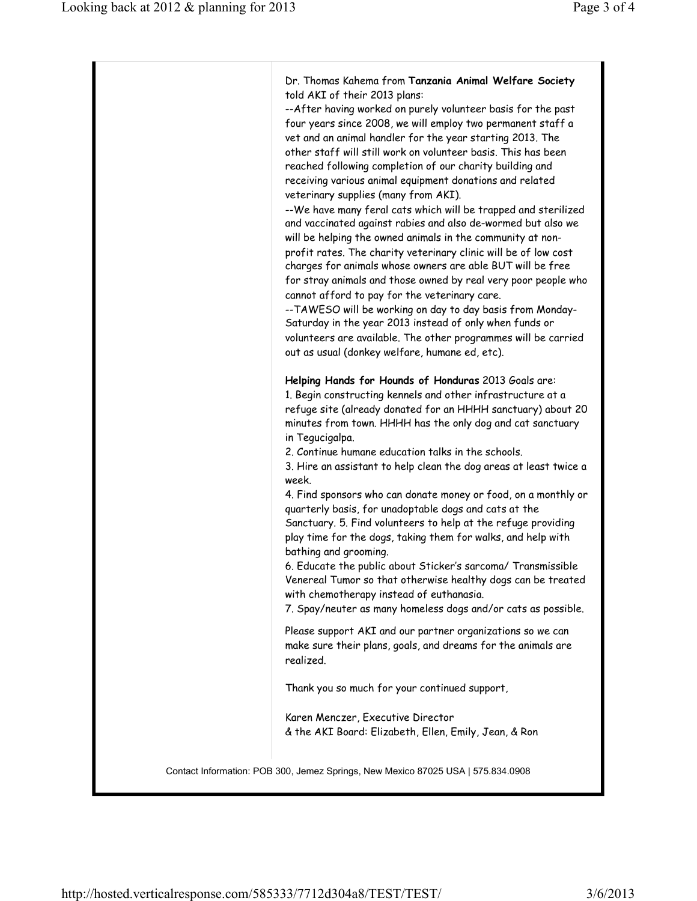Dr. Thomas Kahema from **Tanzania Animal Welfare Society** told AKI of their 2013 plans:

--After having worked on purely volunteer basis for the past four years since 2008, we will employ two permanent staff a vet and an animal handler for the year starting 2013. The other staff will still work on volunteer basis. This has been reached following completion of our charity building and receiving various animal equipment donations and related veterinary supplies (many from AKI).

--We have many feral cats which will be trapped and sterilized and vaccinated against rabies and also de-wormed but also we will be helping the owned animals in the community at non-profit rates. The charity veterinary clinic will be of low cost charges for animals whose owners are able BUT will be free for stray animals and those owned by real very poor people who cannot afford to pay for the veterinary care.

--TAWESO will be working on day to day basis from Monday-Saturday in the year 2013 instead of only when funds or volunteers are available. The other programmes will be carried out as usual (donkey welfare, humane ed, etc).

**Helping Hands for Hounds of Honduras** 2013 Goals are:

1. Begin constructing kennels and other infrastructure at a refuge site (already donated for an HHHH sanctuary) about 20 minutes from town. HHHH has the only dog and cat sanctuary in Tegucigalpa.
2. Continue humane education talks in the schools.
3. Hire an assistant to help clean the dog areas at least twice a week.
4. Find sponsors who can donate money or food, on a monthly or quarterly basis, for unadoptable dogs and cats at the Sanctuary.
5. Find volunteers to help at the refuge providing play time for the dogs, taking them for walks, and help with bathing and grooming.
6. Educate the public about Sticker's sarcoma/ Transmissible Venereal Tumor so that otherwise healthy dogs can be treated with chemotherapy instead of euthanasia.
7. Spay/neuter as many homeless dogs and/or cats as possible.

Please support AKI and our partner organizations so we can make sure their plans, goals, and dreams for the animals are realized.

Thank you so much for your continued support,

Karen Menczer, Executive Director
& the AKI Board: Elizabeth, Ellen, Emily, Jean, & Ron

Contact Information: POB 300, Jemez Springs, New Mexico 87025 USA | 575.834.0908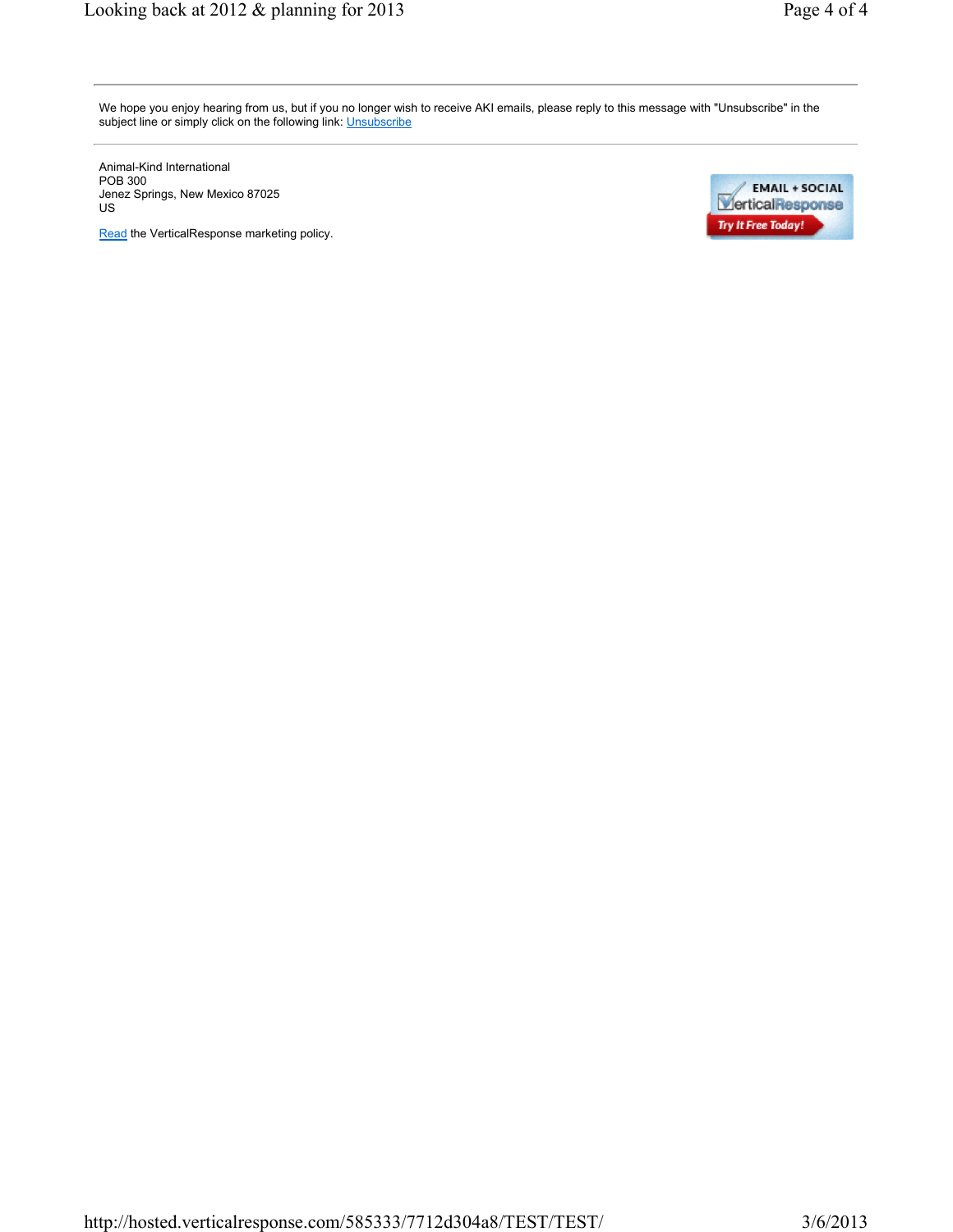We hope you enjoy hearing from us, but if you no longer wish to receive AKI emails, please reply to this message with "Unsubscribe" in the subject line or simply click on the following link: Unsubscribe

Animal-Kind International
POB 300
Jenez Springs, New Mexico 87025
US

Read the VerticalResponse marketing policy.

EMAIL + SOCIAL
VerticalResponse
Try It Free Today!